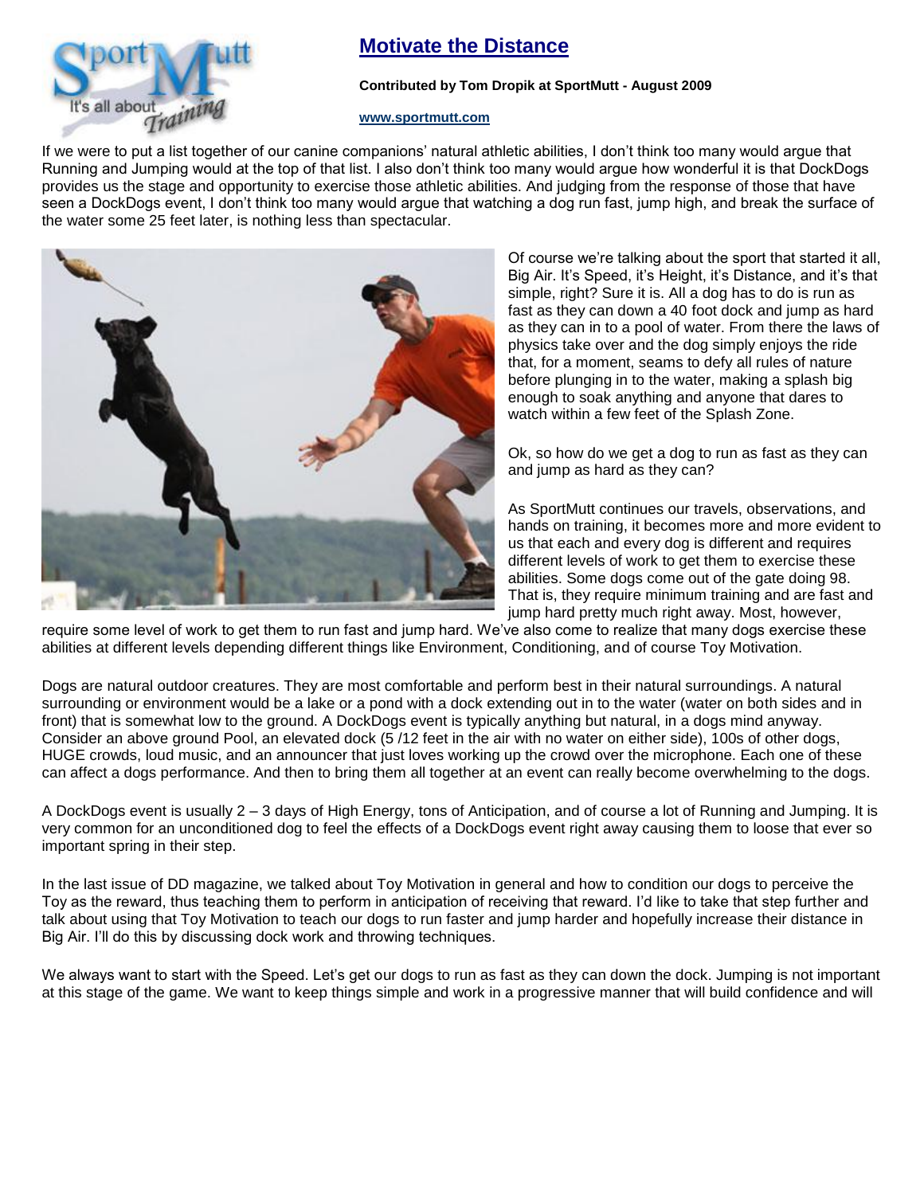# [Motivate the Distance](http://www.sportmutt.com)

**Contributed by Tom Dropik at SportMutt - August 2009**

**[www.sportmutt.com](http://www.sportmutt.com)**

If we were to put a list together of our canine companions' natural athletic abilities, I don't think too many would argue that Running and Jumping would at the top of that list. I also don't think too many would argue how wonderful it is that DockDogs provides us the stage and opportunity to exercise those athletic abilities. And judging from the response of those that have seen a DockDogs event, I don't think too many would argue that watching a dog run fast, jump high, and break the surface of the water some 25 feet later, is nothing less than spectacular.

Of course we're talking about the sport that started it all, Big Air. It's Speed, it's Height, it's Distance, and it's that simple, right? Sure it is. All a dog has to do is run as fast as they can down a 40 foot dock and jump as hard as they can in to a pool of water. From there the laws of physics take over and the dog simply enjoys the ride that, for a moment, seams to defy all rules of nature before plunging in to the water, making a splash big enough to soak anything and anyone that dares to watch within a few feet of the Splash Zone.

Ok, so how do we get a dog to run as fast as they can and jump as hard as they can?

As SportMutt continues our travels, observations, and hands on training, it becomes more and more evident to us that each and every dog is different and requires different levels of work to get them to exercise these abilities. Some dogs come out of the gate doing 98. That is, they require minimum training and are fast and jump hard pretty much right away. Most, however, require some level of work to get them to run fast and jump hard. We've also come to realize that many dogs exercise these abilities at different levels depending different things like Environment, Conditioning, and of course Toy Motivation.

Dogs are natural outdoor creatures. They are most comfortable and perform best in their natural surroundings. A natural surrounding or environment would be a lake or a pond with a dock extending out in to the water (water on both sides and in front) that is somewhat low to the ground. A DockDogs event is typically anything but natural, in a dogs mind anyway. Consider an above ground Pool, an elevated dock (5 /12 feet in the air with no water on either side), 100s of other dogs, HUGE crowds, loud music, and an announcer that just loves working up the crowd over the microphone. Each one of these can affect a dogs performance. And then to bring them all together at an event can really become overwhelming to the dogs.

A DockDogs event is usually 2 – 3 days of High Energy, tons of Anticipation, and of course a lot of Running and Jumping. It is very common for an unconditioned dog to feel the effects of a DockDogs event right away causing them to loose that ever so important spring in their step.

In the last issue of DD magazine, we talked about Toy Motivation in general and how to condition our dogs to perceive the Toy as the reward, thus teaching them to perform in anticipation of receiving that reward. I'd like to take that step further and talk about using that Toy Motivation to teach our dogs to run faster and jump harder and hopefully increase their distance in Big Air. I'll do this by discussing dock work and throwing techniques.

We always want to start with the Speed. Let's get our dogs to run as fast as they can down the dock. Jumping is not important at this stage of the game. We want to keep things simple and work in a progressive manner that will build confidence and will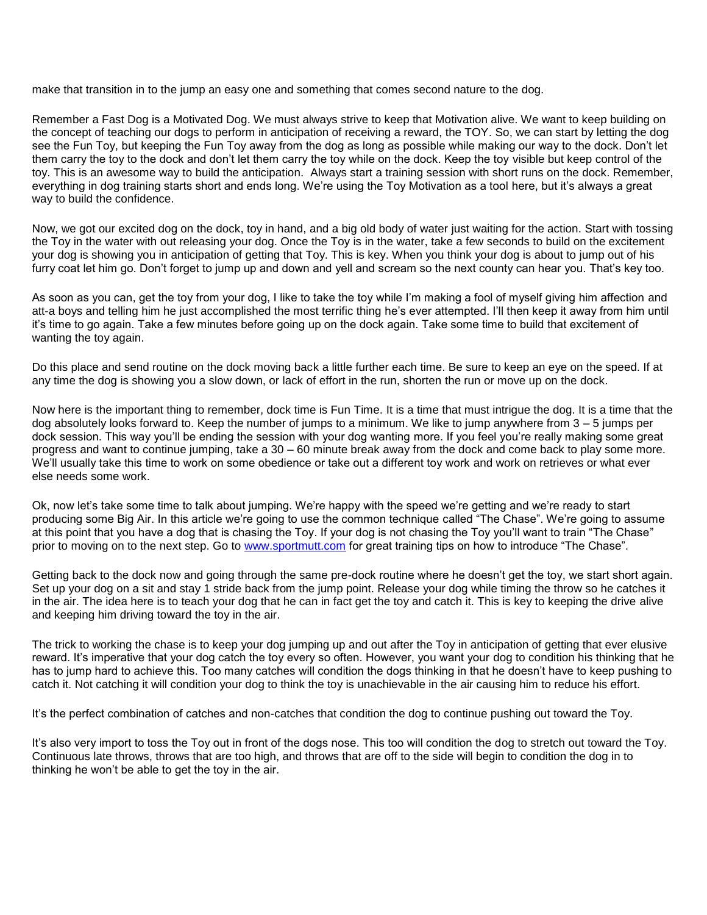make that transition in to the jump an easy one and something that comes second nature to the dog.

Remember a Fast Dog is a Motivated Dog. We must always strive to keep that Motivation alive. We want to keep building on the concept of teaching our dogs to perform in anticipation of receiving a reward, the TOY. So, we can start by letting the dog see the Fun Toy, but keeping the Fun Toy away from the dog as long as possible while making our way to the dock. Don't let them carry the toy to the dock and don't let them carry the toy while on the dock. Keep the toy visible but keep control of the toy. This is an awesome way to build the anticipation. Always start a training session with short runs on the dock. Remember, everything in dog training starts short and ends long. We're using the Toy Motivation as a tool here, but it's always a great way to build the confidence.

Now, we got our excited dog on the dock, toy in hand, and a big old body of water just waiting for the action. Start with tossing the Toy in the water with out releasing your dog. Once the Toy is in the water, take a few seconds to build on the excitement your dog is showing you in anticipation of getting that Toy. This is key. When you think your dog is about to jump out of his furry coat let him go. Don't forget to jump up and down and yell and scream so the next county can hear you. That's key too.

As soon as you can, get the toy from your dog, I like to take the toy while I'm making a fool of myself giving him affection and att-a boys and telling him he just accomplished the most terrific thing he's ever attempted. I'll then keep it away from him until it's time to go again. Take a few minutes before going up on the dock again. Take some time to build that excitement of wanting the toy again.

Do this place and send routine on the dock moving back a little further each time. Be sure to keep an eye on the speed. If at any time the dog is showing you a slow down, or lack of effort in the run, shorten the run or move up on the dock.

Now here is the important thing to remember, dock time is Fun Time. It is a time that must intrigue the dog. It is a time that the dog absolutely looks forward to. Keep the number of jumps to a minimum. We like to jump anywhere from 3 – 5 jumps per dock session. This way you'll be ending the session with your dog wanting more. If you feel you're really making some great progress and want to continue jumping, take a 30 – 60 minute break away from the dock and come back to play some more. We'll usually take this time to work on some obedience or take out a different toy work and work on retrieves or what ever else needs some work.

Ok, now let's take some time to talk about jumping. We're happy with the speed we're getting and we're ready to start producing some Big Air. In this article we're going to use the common technique called "The Chase". We're going to assume at this point that you have a dog that is chasing the Toy. If your dog is not chasing the Toy you'll want to train "The Chase" prior to moving on to the next step. Go to [www.sportmutt.com](http://www.sportmutt.com) for great training tips on how to introduce "The Chase".

Getting back to the dock now and going through the same pre-dock routine where he doesn't get the toy, we start short again. Set up your dog on a sit and stay 1 stride back from the jump point. Release your dog while timing the throw so he catches it in the air. The idea here is to teach your dog that he can in fact get the toy and catch it. This is key to keeping the drive alive and keeping him driving toward the toy in the air.

The trick to working the chase is to keep your dog jumping up and out after the Toy in anticipation of getting that ever elusive reward. It's imperative that your dog catch the toy every so often. However, you want your dog to condition his thinking that he has to jump hard to achieve this. Too many catches will condition the dogs thinking in that he doesn't have to keep pushing to catch it. Not catching it will condition your dog to think the toy is unachievable in the air causing him to reduce his effort.

It's the perfect combination of catches and non-catches that condition the dog to continue pushing out toward the Toy.

It's also very import to toss the Toy out in front of the dogs nose. This too will condition the dog to stretch out toward the Toy. Continuous late throws, throws that are too high, and throws that are off to the side will begin to condition the dog in to thinking he won't be able to get the toy in the air.